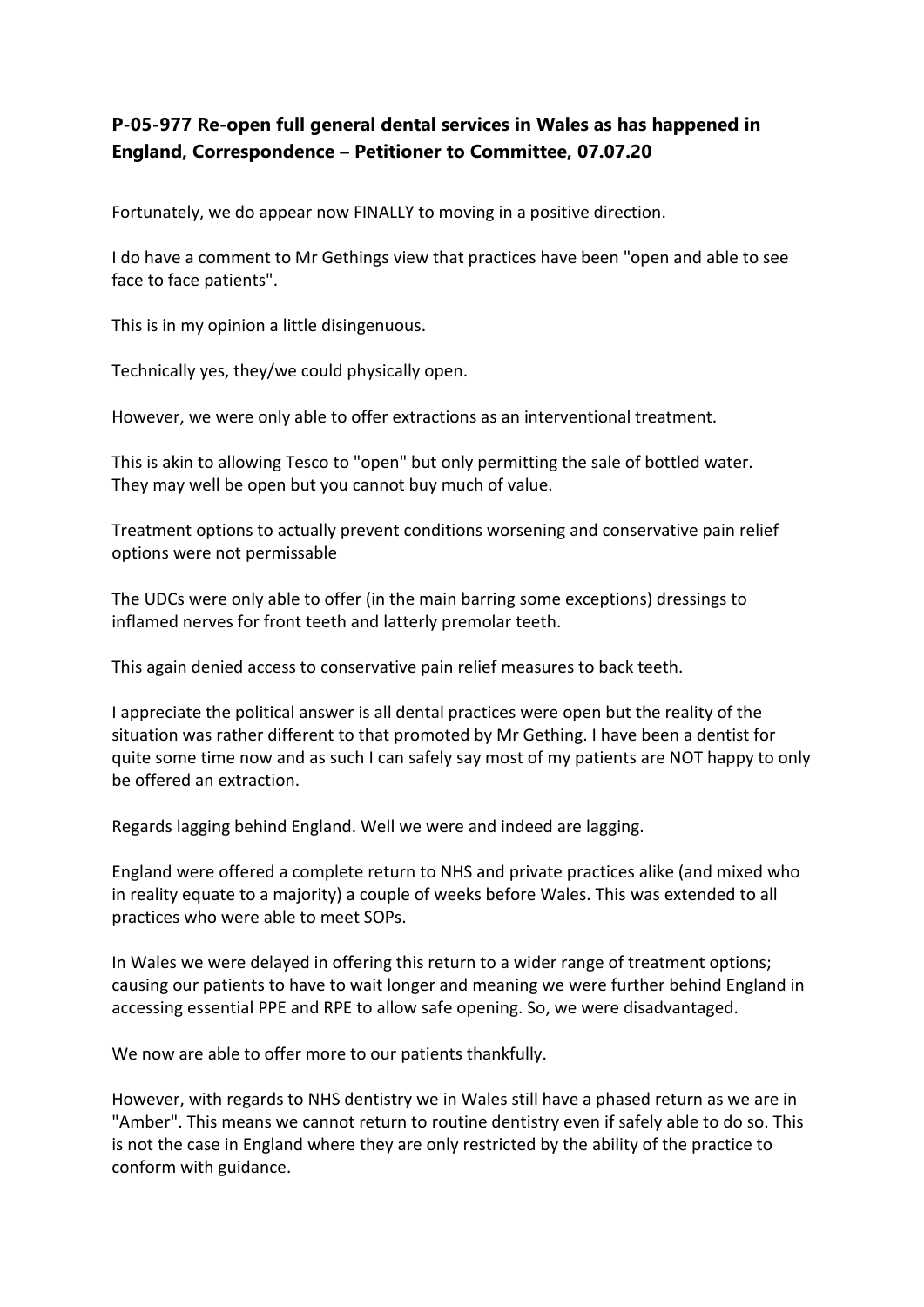**P-05-977 Re-open full general dental services in Wales as has happened in England, Correspondence – Petitioner to Committee, 07.07.20**

Fortunately, we do appear now FINALLY to moving in a positive direction.

I do have a comment to Mr Gethings view that practices have been "open and able to see face to face patients".

This is in my opinion a little disingenuous.

Technically yes, they/we could physically open.

However, we were only able to offer extractions as an interventional treatment.

This is akin to allowing Tesco to "open" but only permitting the sale of bottled water. They may well be open but you cannot buy much of value.

Treatment options to actually prevent conditions worsening and conservative pain relief options were not permissable

The UDCs were only able to offer (in the main barring some exceptions) dressings to inflamed nerves for front teeth and latterly premolar teeth.

This again denied access to conservative pain relief measures to back teeth.

I appreciate the political answer is all dental practices were open but the reality of the situation was rather different to that promoted by Mr Gething. I have been a dentist for quite some time now and as such I can safely say most of my patients are NOT happy to only be offered an extraction.

Regards lagging behind England. Well we were and indeed are lagging.

England were offered a complete return to NHS and private practices alike (and mixed who in reality equate to a majority) a couple of weeks before Wales. This was extended to all practices who were able to meet SOPs.

In Wales we were delayed in offering this return to a wider range of treatment options; causing our patients to have to wait longer and meaning we were further behind England in accessing essential PPE and RPE to allow safe opening. So, we were disadvantaged.

We now are able to offer more to our patients thankfully.

However, with regards to NHS dentistry we in Wales still have a phased return as we are in "Amber". This means we cannot return to routine dentistry even if safely able to do so. This is not the case in England where they are only restricted by the ability of the practice to conform with guidance.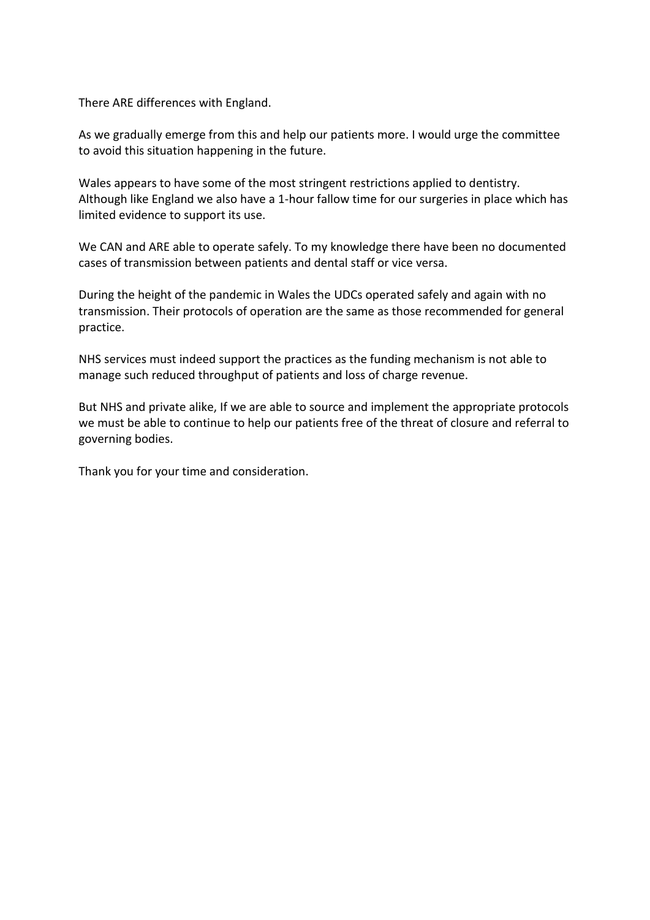There ARE differences with England.

As we gradually emerge from this and help our patients more. I would urge the committee to avoid this situation happening in the future.

Wales appears to have some of the most stringent restrictions applied to dentistry. Although like England we also have a 1-hour fallow time for our surgeries in place which has limited evidence to support its use.

We CAN and ARE able to operate safely. To my knowledge there have been no documented cases of transmission between patients and dental staff or vice versa.

During the height of the pandemic in Wales the UDCs operated safely and again with no transmission. Their protocols of operation are the same as those recommended for general practice.

NHS services must indeed support the practices as the funding mechanism is not able to manage such reduced throughput of patients and loss of charge revenue.

But NHS and private alike, If we are able to source and implement the appropriate protocols we must be able to continue to help our patients free of the threat of closure and referral to governing bodies.

Thank you for your time and consideration.